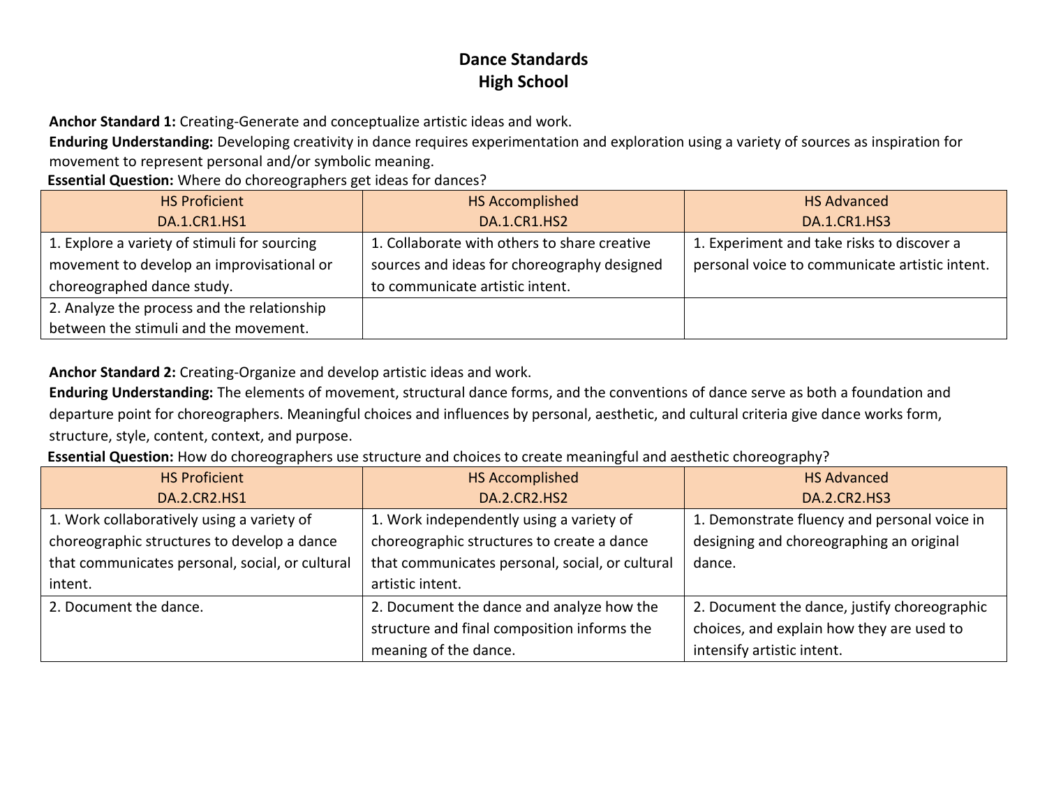# Dance Standards
## High School

**Anchor Standard 1:** Creating-Generate and conceptualize artistic ideas and work.
**Enduring Understanding:** Developing creativity in dance requires experimentation and exploration using a variety of sources as inspiration for movement to represent personal and/or symbolic meaning.
**Essential Question:** Where do choreographers get ideas for dances?

| HS Proficient DA.1.CR1.HS1 | HS Accomplished DA.1.CR1.HS2 | HS Advanced DA.1.CR1.HS3 |
|---|---|---|
| 1. Explore a variety of stimuli for sourcing movement to develop an improvisational or choreographed dance study. | 1. Collaborate with others to share creative sources and ideas for choreography designed to communicate artistic intent. | 1. Experiment and take risks to discover a personal voice to communicate artistic intent. |
| 2. Analyze the process and the relationship between the stimuli and the movement. | | |

**Anchor Standard 2:** Creating-Organize and develop artistic ideas and work.
**Enduring Understanding:** The elements of movement, structural dance forms, and the conventions of dance serve as both a foundation and departure point for choreographers. Meaningful choices and influences by personal, aesthetic, and cultural criteria give dance works form, structure, style, content, context, and purpose.
**Essential Question:** How do choreographers use structure and choices to create meaningful and aesthetic choreography?

| HS Proficient DA.2.CR2.HS1 | HS Accomplished DA.2.CR2.HS2 | HS Advanced DA.2.CR2.HS3 |
|---|---|---|
| 1. Work collaboratively using a variety of choreographic structures to develop a dance that communicates personal, social, or cultural intent. | 1. Work independently using a variety of choreographic structures to create a dance that communicates personal, social, or cultural artistic intent. | 1. Demonstrate fluency and personal voice in designing and choreographing an original dance. |
| 2. Document the dance. | 2. Document the dance and analyze how the structure and final composition informs the meaning of the dance. | 2. Document the dance, justify choreographic choices, and explain how they are used to intensify artistic intent. |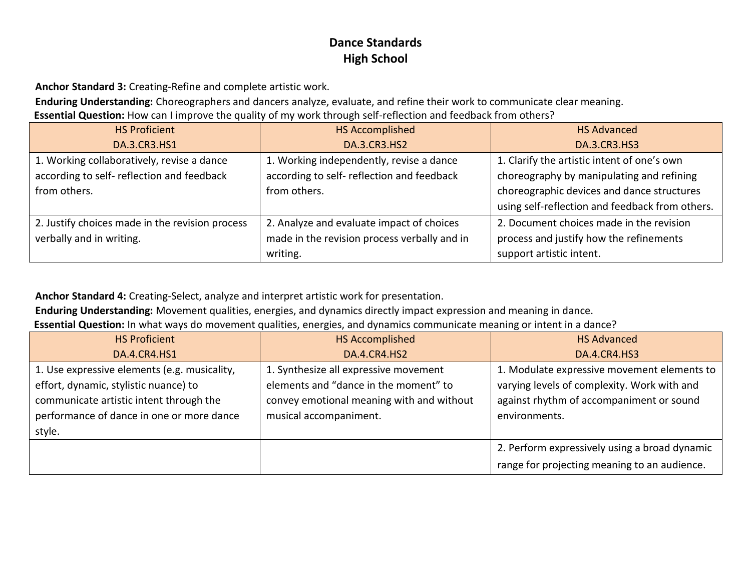# Dance Standards
## High School

**Anchor Standard 3:** Creating-Refine and complete artistic work.

**Enduring Understanding:** Choreographers and dancers analyze, evaluate, and refine their work to communicate clear meaning.

**Essential Question:** How can I improve the quality of my work through self-reflection and feedback from others?

| HS Proficient<br>DA.3.CR3.HS1 | HS Accomplished<br>DA.3.CR3.HS2 | HS Advanced<br>DA.3.CR3.HS3 |
|---|---|---|
| 1. Working collaboratively, revise a dance according to self- reflection and feedback from others. | 1. Working independently, revise a dance according to self- reflection and feedback from others. | 1. Clarify the artistic intent of one's own choreography by manipulating and refining choreographic devices and dance structures using self-reflection and feedback from others. |
| 2. Justify choices made in the revision process verbally and in writing. | 2. Analyze and evaluate impact of choices made in the revision process verbally and in writing. | 2. Document choices made in the revision process and justify how the refinements support artistic intent. |

**Anchor Standard 4:** Creating-Select, analyze and interpret artistic work for presentation.

**Enduring Understanding:** Movement qualities, energies, and dynamics directly impact expression and meaning in dance.

**Essential Question:** In what ways do movement qualities, energies, and dynamics communicate meaning or intent in a dance?

| HS Proficient<br>DA.4.CR4.HS1 | HS Accomplished<br>DA.4.CR4.HS2 | HS Advanced<br>DA.4.CR4.HS3 |
|---|---|---|
| 1. Use expressive elements (e.g. musicality, effort, dynamic, stylistic nuance) to communicate artistic intent through the performance of dance in one or more dance style. | 1. Synthesize all expressive movement elements and "dance in the moment" to convey emotional meaning with and without musical accompaniment. | 1. Modulate expressive movement elements to varying levels of complexity. Work with and against rhythm of accompaniment or sound environments. |
| | | 2. Perform expressively using a broad dynamic range for projecting meaning to an audience. |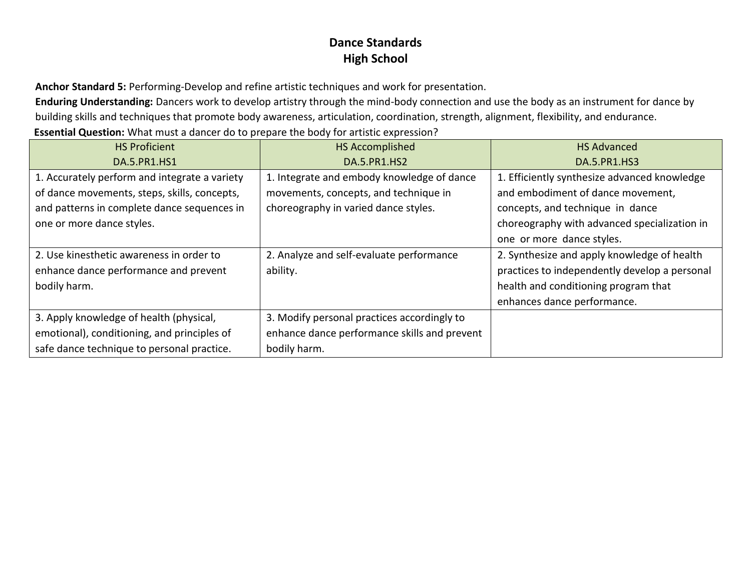# Dance Standards
# High School

**Anchor Standard 5:** Performing-Develop and refine artistic techniques and work for presentation.

**Enduring Understanding:** Dancers work to develop artistry through the mind-body connection and use the body as an instrument for dance by building skills and techniques that promote body awareness, articulation, coordination, strength, alignment, flexibility, and endurance.

**Essential Question:** What must a dancer do to prepare the body for artistic expression?

| HS Proficient<br>DA.5.PR1.HS1 | HS Accomplished<br>DA.5.PR1.HS2 | HS Advanced<br>DA.5.PR1.HS3 |
|---|---|---|
| 1. Accurately perform and integrate a variety of dance movements, steps, skills, concepts, and patterns in complete dance sequences in one or more dance styles. | 1. Integrate and embody knowledge of dance movements, concepts, and technique in choreography in varied dance styles. | 1. Efficiently synthesize advanced knowledge and embodiment of dance movement, concepts, and technique in dance choreography with advanced specialization in one or more dance styles. |
| 2. Use kinesthetic awareness in order to enhance dance performance and prevent bodily harm. | 2. Analyze and self-evaluate performance ability. | 2. Synthesize and apply knowledge of health practices to independently develop a personal health and conditioning program that enhances dance performance. |
| 3. Apply knowledge of health (physical, emotional), conditioning, and principles of safe dance technique to personal practice. | 3. Modify personal practices accordingly to enhance dance performance skills and prevent bodily harm. | |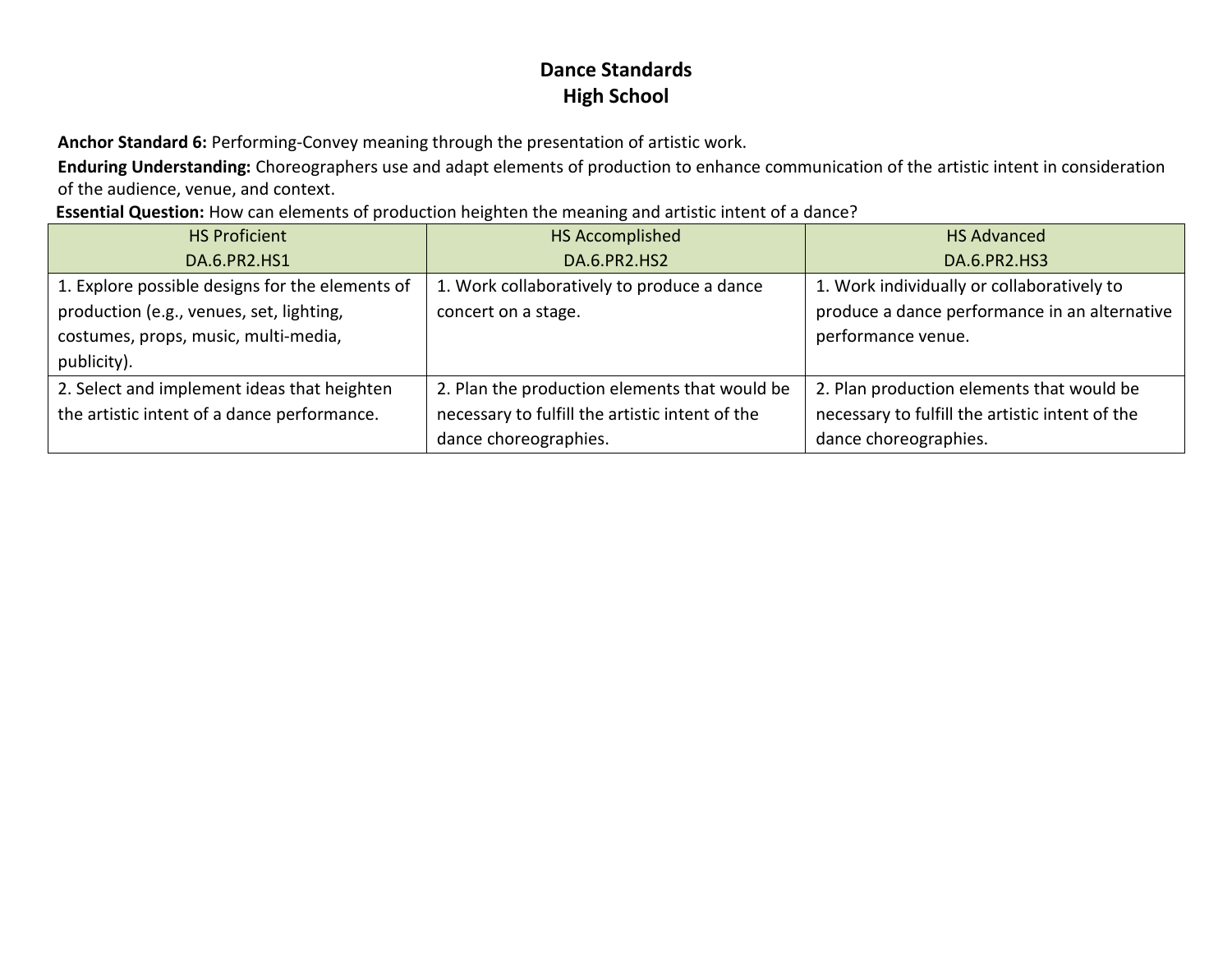# Dance Standards
## High School

**Anchor Standard 6:** Performing-Convey meaning through the presentation of artistic work.

**Enduring Understanding:** Choreographers use and adapt elements of production to enhance communication of the artistic intent in consideration of the audience, venue, and context.

**Essential Question:** How can elements of production heighten the meaning and artistic intent of a dance?

| HS Proficient<br>DA.6.PR2.HS1 | HS Accomplished<br>DA.6.PR2.HS2 | HS Advanced<br>DA.6.PR2.HS3 |
|---|---|---|
| 1. Explore possible designs for the elements of production (e.g., venues, set, lighting, costumes, props, music, multi-media, publicity). | 1. Work collaboratively to produce a dance concert on a stage. | 1. Work individually or collaboratively to produce a dance performance in an alternative performance venue. |
| 2. Select and implement ideas that heighten the artistic intent of a dance performance. | 2. Plan the production elements that would be necessary to fulfill the artistic intent of the dance choreographies. | 2. Plan production elements that would be necessary to fulfill the artistic intent of the dance choreographies. |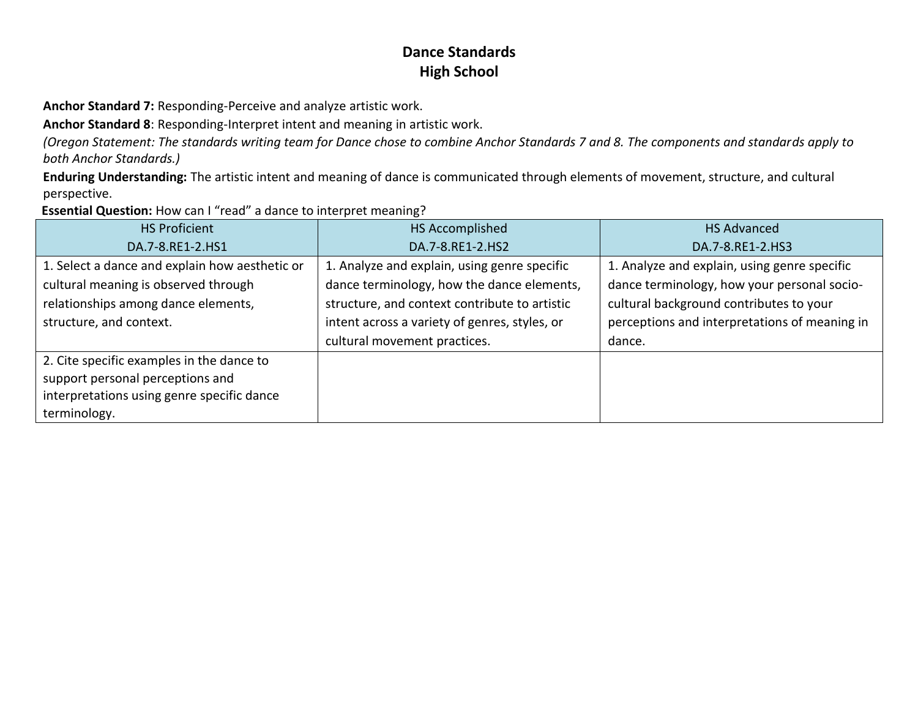# Dance Standards
## High School

**Anchor Standard 7:** Responding-Perceive and analyze artistic work.

**Anchor Standard 8**: Responding-Interpret intent and meaning in artistic work.

*(Oregon Statement: The standards writing team for Dance chose to combine Anchor Standards 7 and 8. The components and standards apply to both Anchor Standards.)*

**Enduring Understanding:** The artistic intent and meaning of dance is communicated through elements of movement, structure, and cultural perspective.

**Essential Question:** How can I "read" a dance to interpret meaning?

| HS Proficient DA.7-8.RE1-2.HS1 | HS Accomplished DA.7-8.RE1-2.HS2 | HS Advanced DA.7-8.RE1-2.HS3 |
|---|---|---|
| 1. Select a dance and explain how aesthetic or cultural meaning is observed through relationships among dance elements, structure, and context. | 1. Analyze and explain, using genre specific dance terminology, how the dance elements, structure, and context contribute to artistic intent across a variety of genres, styles, or cultural movement practices. | 1. Analyze and explain, using genre specific dance terminology, how your personal socio-cultural background contributes to your perceptions and interpretations of meaning in dance. |
| 2. Cite specific examples in the dance to support personal perceptions and interpretations using genre specific dance terminology. | | |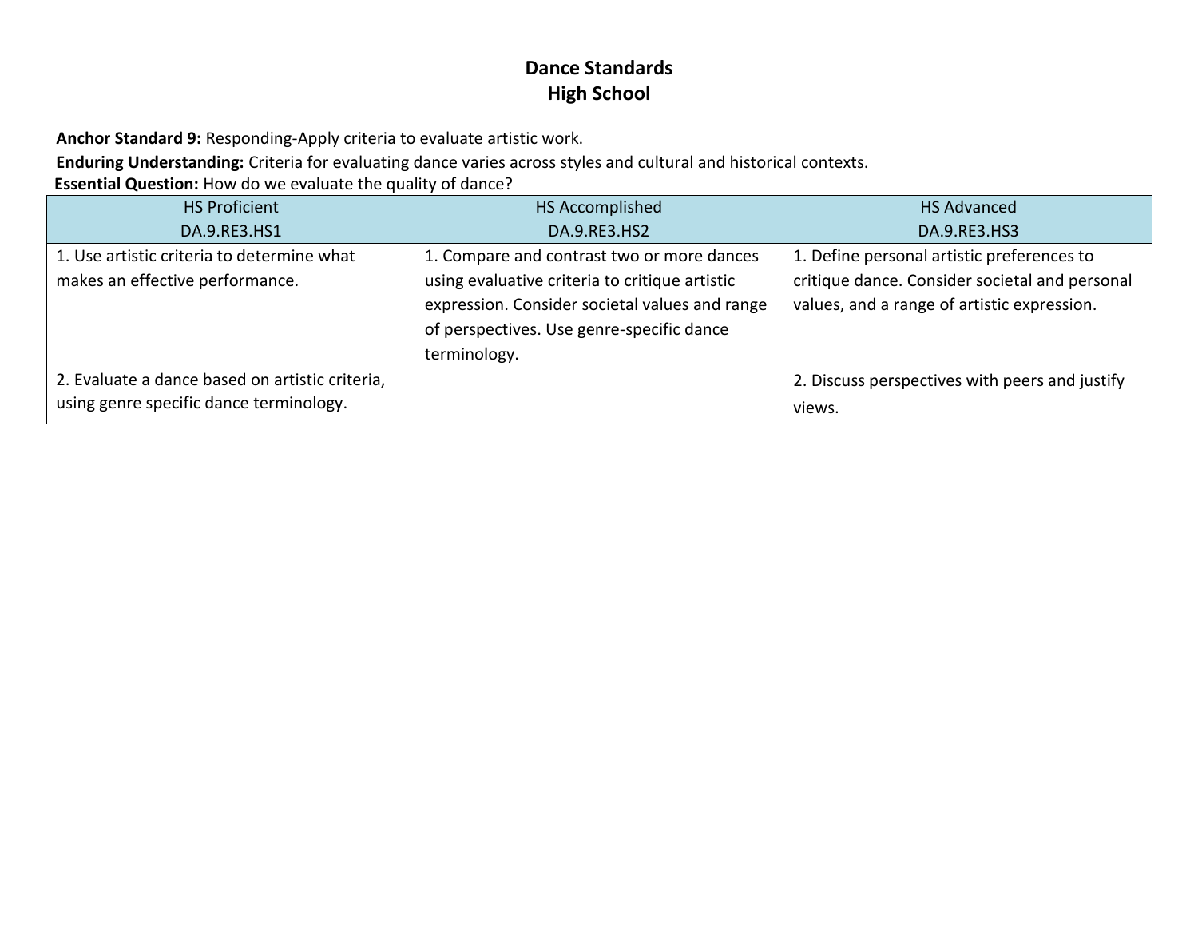# Dance Standards
## High School

**Anchor Standard 9:** Responding-Apply criteria to evaluate artistic work.

**Enduring Understanding:** Criteria for evaluating dance varies across styles and cultural and historical contexts.

**Essential Question:** How do we evaluate the quality of dance?

| HS Proficient<br>DA.9.RE3.HS1 | HS Accomplished<br>DA.9.RE3.HS2 | HS Advanced<br>DA.9.RE3.HS3 |
|---|---|---|
| 1. Use artistic criteria to determine what makes an effective performance. | 1. Compare and contrast two or more dances using evaluative criteria to critique artistic expression. Consider societal values and range of perspectives. Use genre-specific dance terminology. | 1. Define personal artistic preferences to critique dance. Consider societal and personal values, and a range of artistic expression. |
| 2. Evaluate a dance based on artistic criteria, using genre specific dance terminology. | | 2. Discuss perspectives with peers and justify views. |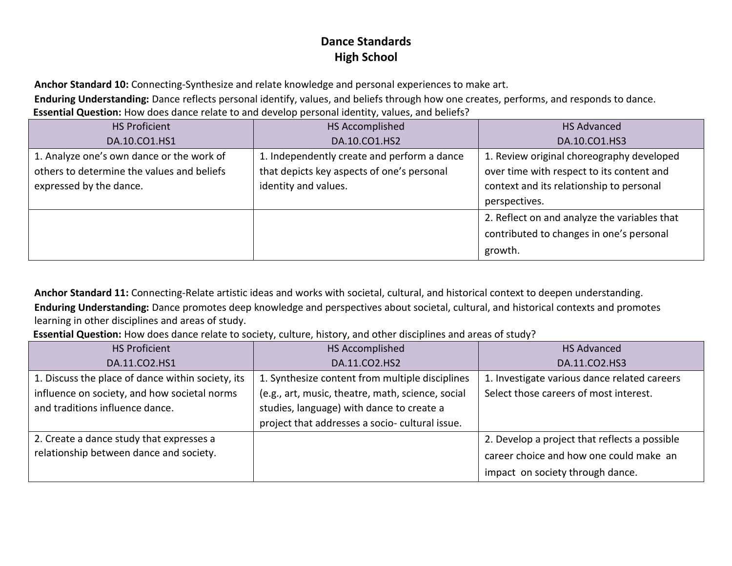# Dance Standards
## High School

**Anchor Standard 10:** Connecting-Synthesize and relate knowledge and personal experiences to make art.

**Enduring Understanding:** Dance reflects personal identify, values, and beliefs through how one creates, performs, and responds to dance.

**Essential Question:** How does dance relate to and develop personal identity, values, and beliefs?

| HS Proficient<br>DA.10.CO1.HS1 | HS Accomplished<br>DA.10.CO1.HS2 | HS Advanced<br>DA.10.CO1.HS3 |
|---|---|---|
| 1. Analyze one's own dance or the work of others to determine the values and beliefs expressed by the dance. | 1. Independently create and perform a dance that depicts key aspects of one's personal identity and values. | 1. Review original choreography developed over time with respect to its content and context and its relationship to personal perspectives. |
| | | 2. Reflect on and analyze the variables that contributed to changes in one's personal growth. |

**Anchor Standard 11:** Connecting-Relate artistic ideas and works with societal, cultural, and historical context to deepen understanding.

**Enduring Understanding:** Dance promotes deep knowledge and perspectives about societal, cultural, and historical contexts and promotes learning in other disciplines and areas of study.

**Essential Question:** How does dance relate to society, culture, history, and other disciplines and areas of study?

| HS Proficient<br>DA.11.CO2.HS1 | HS Accomplished<br>DA.11.CO2.HS2 | HS Advanced<br>DA.11.CO2.HS3 |
|---|---|---|
| 1. Discuss the place of dance within society, its influence on society, and how societal norms and traditions influence dance. | 1. Synthesize content from multiple disciplines (e.g., art, music, theatre, math, science, social studies, language) with dance to create a project that addresses a socio- cultural issue. | 1. Investigate various dance related careers Select those careers of most interest. |
| 2. Create a dance study that expresses a relationship between dance and society. | | 2. Develop a project that reflects a possible career choice and how one could make an impact on society through dance. |